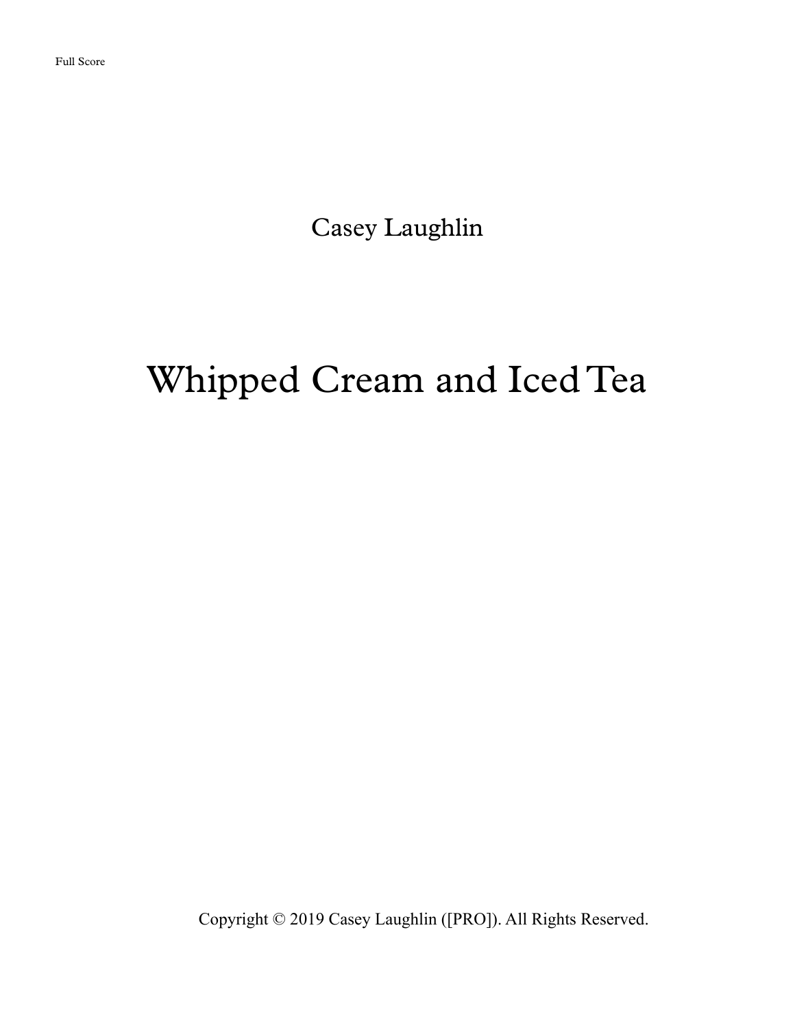Full Score

Casey Laughlin

# Whipped Cream and Iced Tea

Copyright © 2019 Casey Laughlin ([PRO]). All Rights Reserved.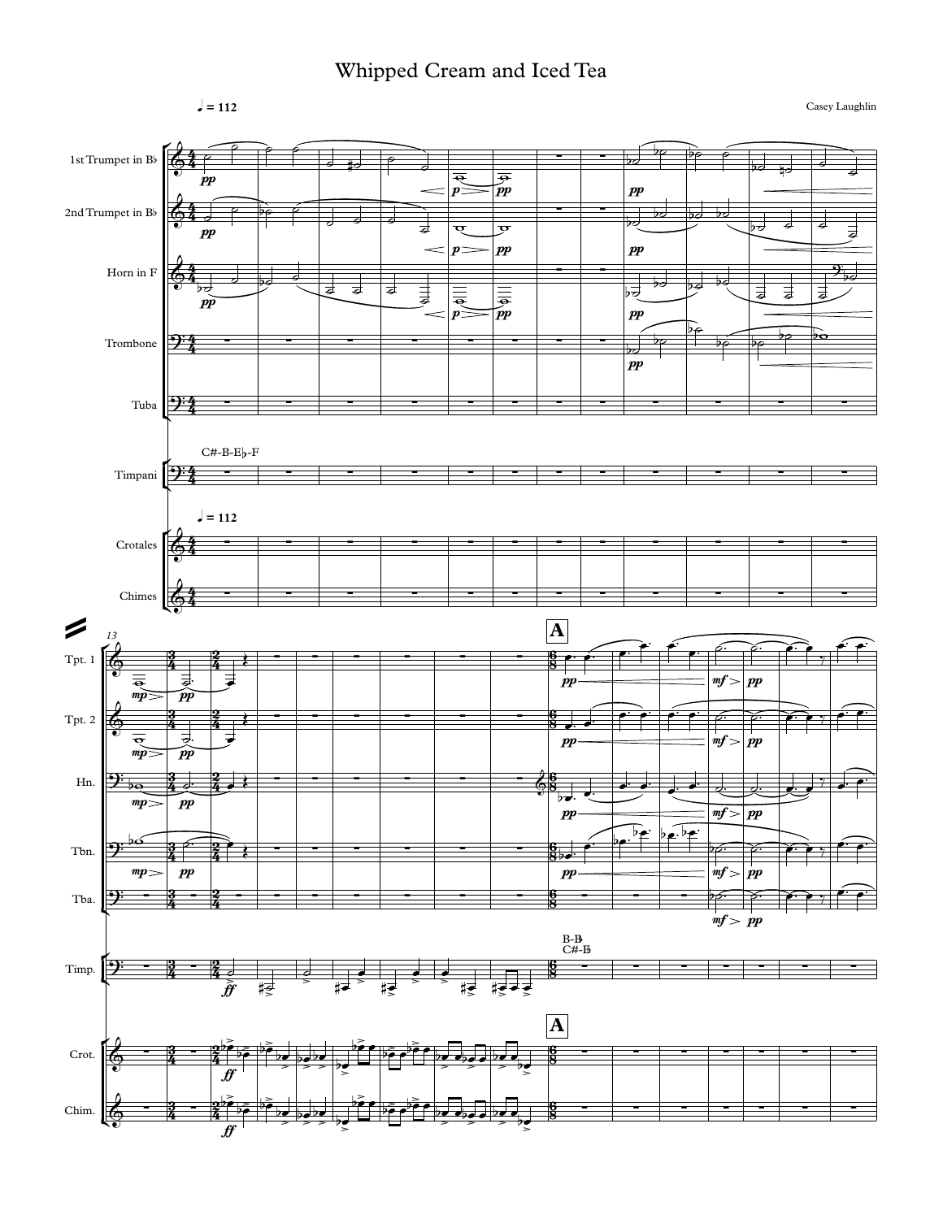# Whipped Cream and Iced Tea

Casey Laughlin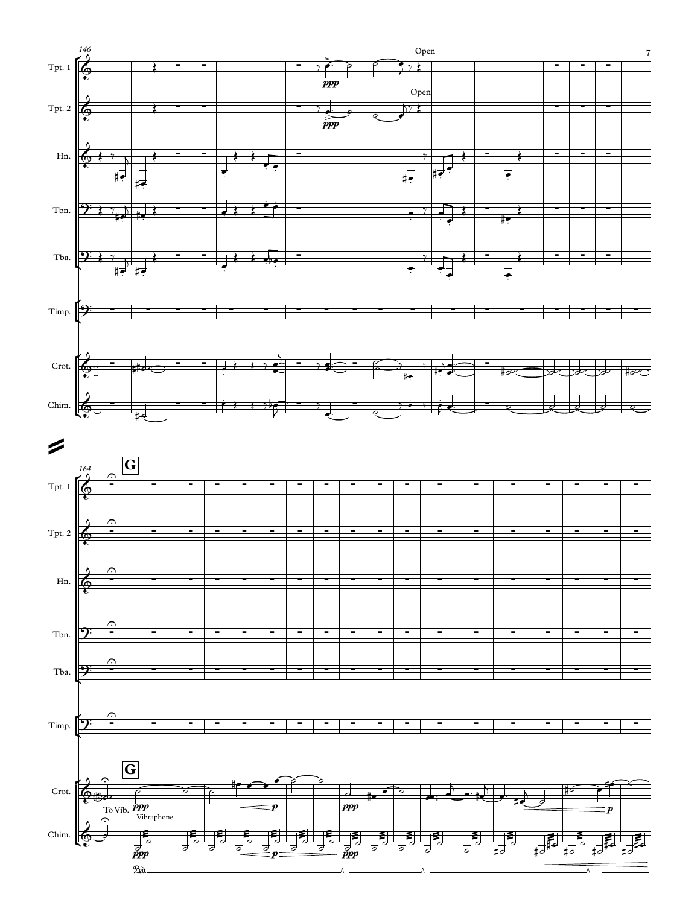146

Tpt. 1

Tpt. 2

Hn.

Tbn.

Tba.

Timp.

Crot.

Chim.

*ppp*

*ppp*

Open

Open

164

**G**

Tpt. 1

Tpt. 2

Hn.

Tbn.

Tba.

Timp.

Crot.

Chim.

**G**

To Vib.

*ppp*

Vibraphone

*p*

*ppp*

*p*

*ppp*

*p*

*ppp*

Ped.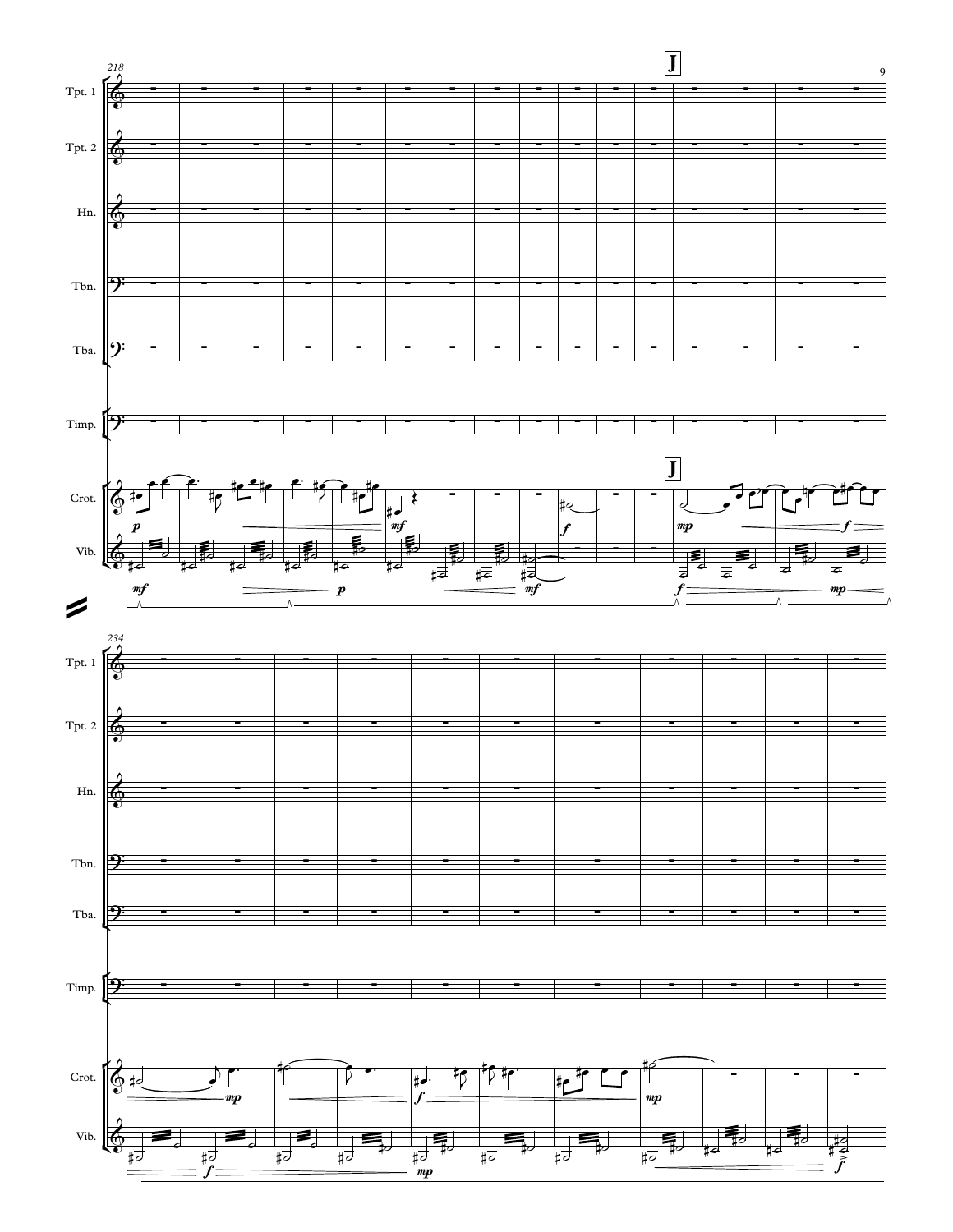218

**J**

Tpt. 1

Tpt. 2

Hn.

Tbn.

Tba.

Timp.

Crot.

Vib.

234

Tpt. 1

Tpt. 2

Hn.

Tbn.

Tba.

Timp.

Crot.

Vib.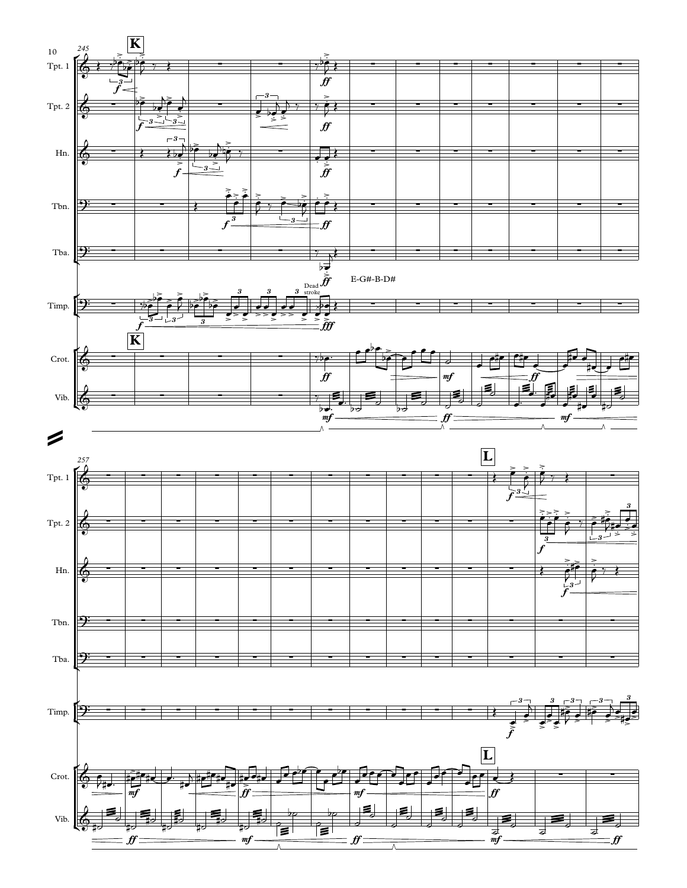K

Tpt. 1

Tpt. 2

Hn.

Tbn.

Tba.

Timp.

Dead stroke

E-G#-B-D#

Crot.

Vib.

L

Tpt. 1

Tpt. 2

Hn.

Tbn.

Tba.

Timp.

Crot.

Vib.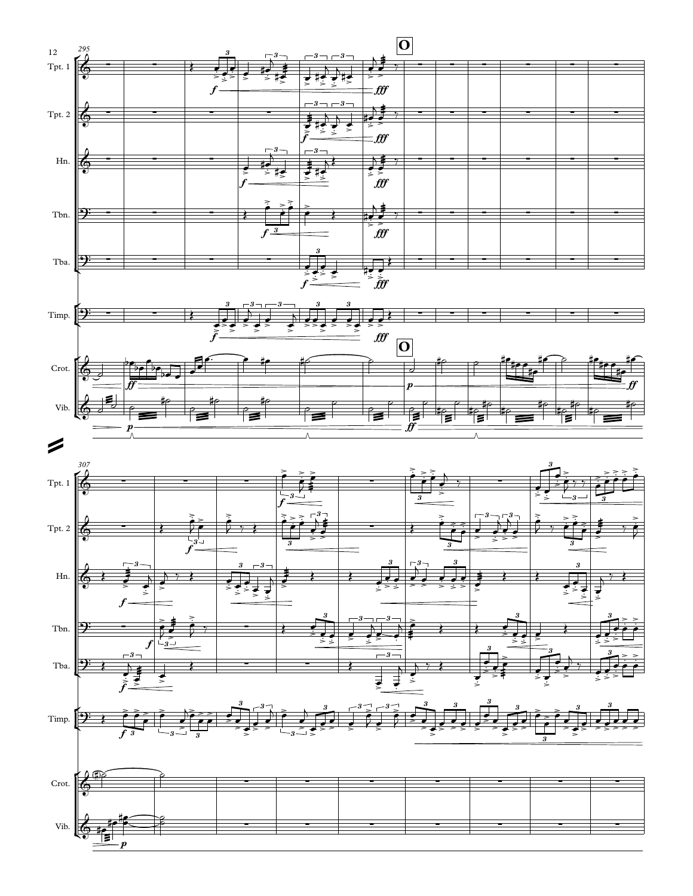**O**

Tpt. 1

Tpt. 2

Hn.

Tbn.

Tba.

Timp.

Crot.

Vib.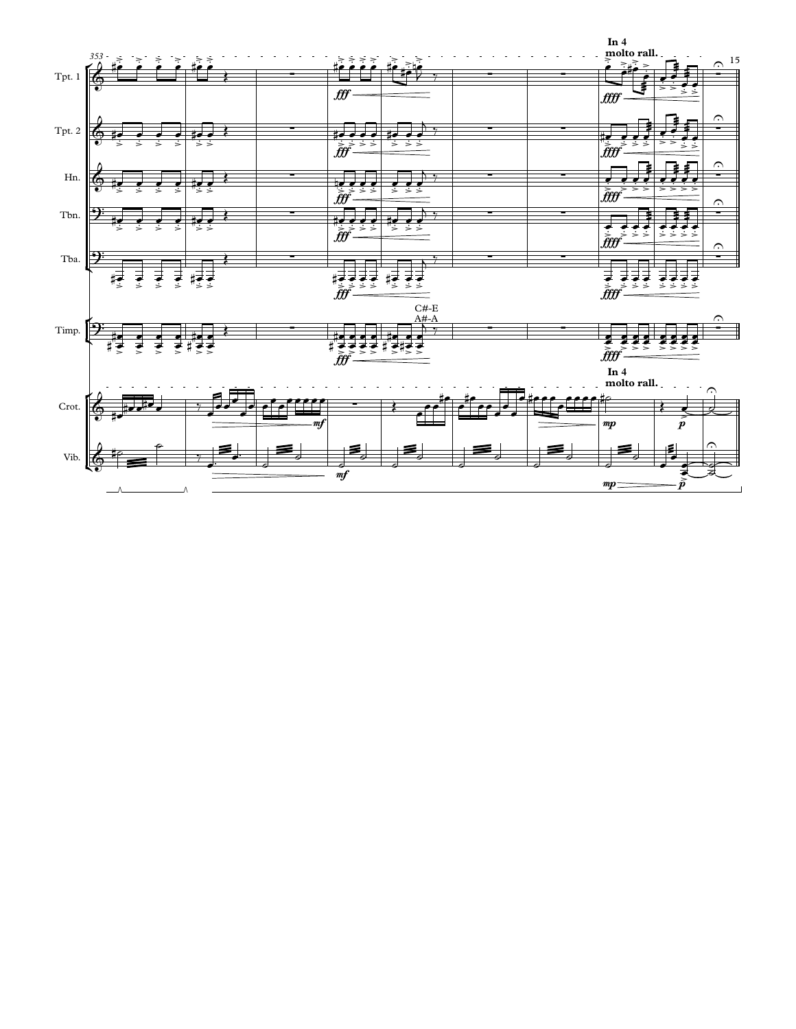353

Tpt. 1

Tpt. 2

Hn.

Tbn.

Tba.

Timp.

Crot.

Vib.

In 4
molto rall.

fff

ffff

C#-E
A#-A

mf

mp

p